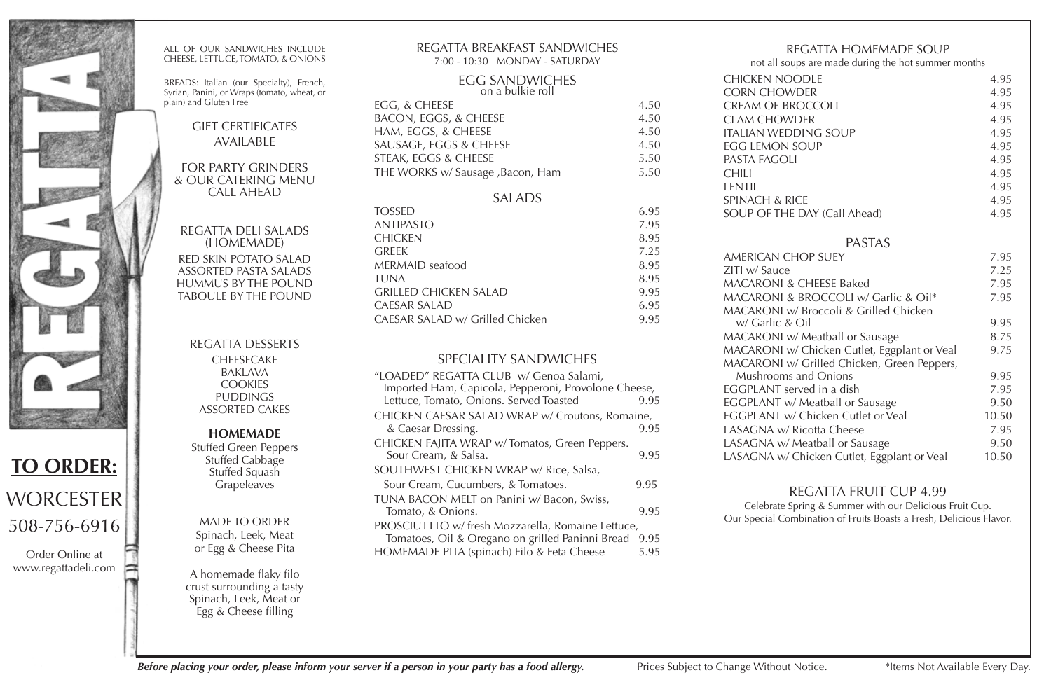# REGATTA

## TO ORDER:

WORCESTER

508-756-6916

Order Online at www.regattadeli.com

ALL OF OUR SANDWICHES INCLUDE CHEESE, LETTUCE, TOMATO, & ONIONS

BREADS: Italian (our Specialty), French, Syrian, Panini, or Wraps (tomato, wheat, or plain) and Gluten Free

GIFT CERTIFICATES AVAILABLE

FOR PARTY GRINDERS & OUR CATERING MENU CALL AHEAD

## REGATTA DELI SALADS (HOMEMADE)

RED SKIN POTATO SALAD
ASSORTED PASTA SALADS
HUMMUS BY THE POUND
TABOULE BY THE POUND

## REGATTA DESSERTS

CHEESECAKE
BAKLAVA
COOKIES
PUDDINGS
ASSORTED CAKES

**HOMEMADE**

Stuffed Green Peppers
Stuffed Cabbage
Stuffed Squash
Grapeleaves

MADE TO ORDER
Spinach, Leek, Meat or Egg & Cheese Pita

A homemade flaky filo crust surrounding a tasty Spinach, Leek, Meat or Egg & Cheese filling

## REGATTA BREAKFAST SANDWICHES

7:00 - 10:30 MONDAY - SATURDAY

### EGG SANDWICHES

on a bulkie roll

| | |
|---|---|
| EGG, & CHEESE | 4.50 |
| BACON, EGGS, & CHEESE | 4.50 |
| HAM, EGGS, & CHEESE | 4.50 |
| SAUSAGE, EGGS & CHEESE | 4.50 |
| STEAK, EGGS & CHEESE | 5.50 |
| THE WORKS w/ Sausage ,Bacon, Ham | 5.50 |

## SALADS

| | |
|---|---|
| TOSSED | 6.95 |
| ANTIPASTO | 7.95 |
| CHICKEN | 8.95 |
| GREEK | 7.25 |
| MERMAID seafood | 8.95 |
| TUNA | 8.95 |
| GRILLED CHICKEN SALAD | 9.95 |
| CAESAR SALAD | 6.95 |
| CAESAR SALAD w/ Grilled Chicken | 9.95 |

## SPECIALITY SANDWICHES

| | |
|---|---|
| "LOADED" REGATTA CLUB w/ Genoa Salami, Imported Ham, Capicola, Pepperoni, Provolone Cheese, Lettuce, Tomato, Onions. Served Toasted | 9.95 |
| CHICKEN CAESAR SALAD WRAP w/ Croutons, Romaine, & Caesar Dressing. | 9.95 |
| CHICKEN FAJITA WRAP w/ Tomatos, Green Peppers. Sour Cream, & Salsa. | 9.95 |
| SOUTHWEST CHICKEN WRAP w/ Rice, Salsa, Sour Cream, Cucumbers, & Tomatoes. | 9.95 |
| TUNA BACON MELT on Panini w/ Bacon, Swiss, Tomato, & Onions. | 9.95 |
| PROSCIUTTTO w/ fresh Mozzarella, Romaine Lettuce, Tomatoes, Oil & Oregano on grilled Paninni Bread | 9.95 |
| HOMEMADE PITA (spinach) Filo & Feta Cheese | 5.95 |

## REGATTA HOMEMADE SOUP

not all soups are made during the hot summer months

| | |
|---|---|
| CHICKEN NOODLE | 4.95 |
| CORN CHOWDER | 4.95 |
| CREAM OF BROCCOLI | 4.95 |
| CLAM CHOWDER | 4.95 |
| ITALIAN WEDDING SOUP | 4.95 |
| EGG LEMON SOUP | 4.95 |
| PASTA FAGOLI | 4.95 |
| CHILI | 4.95 |
| LENTIL | 4.95 |
| SPINACH & RICE | 4.95 |
| SOUP OF THE DAY (Call Ahead) | 4.95 |

## PASTAS

| | |
|---|---|
| AMERICAN CHOP SUEY | 7.95 |
| ZITI w/ Sauce | 7.25 |
| MACARONI & CHEESE Baked | 7.95 |
| MACARONI & BROCCOLI w/ Garlic & Oil* | 7.95 |
| MACARONI w/ Broccoli & Grilled Chicken w/ Garlic & Oil | 9.95 |
| MACARONI w/ Meatball or Sausage | 8.75 |
| MACARONI w/ Chicken Cutlet, Eggplant or Veal | 9.75 |
| MACARONI w/ Grilled Chicken, Green Peppers, Mushrooms and Onions | 9.95 |
| EGGPLANT served in a dish | 7.95 |
| EGGPLANT w/ Meatball or Sausage | 9.50 |
| EGGPLANT w/ Chicken Cutlet or Veal | 10.50 |
| LASAGNA w/ Ricotta Cheese | 7.95 |
| LASAGNA w/ Meatball or Sausage | 9.50 |
| LASAGNA w/ Chicken Cutlet, Eggplant or Veal | 10.50 |

## REGATTA FRUIT CUP 4.99

Celebrate Spring & Summer with our Delicious Fruit Cup. Our Special Combination of Fruits Boasts a Fresh, Delicious Flavor.

***Before placing your order, please inform your server if a person in your party has a food allergy.***

Prices Subject to Change Without Notice.

*Items Not Available Every Day.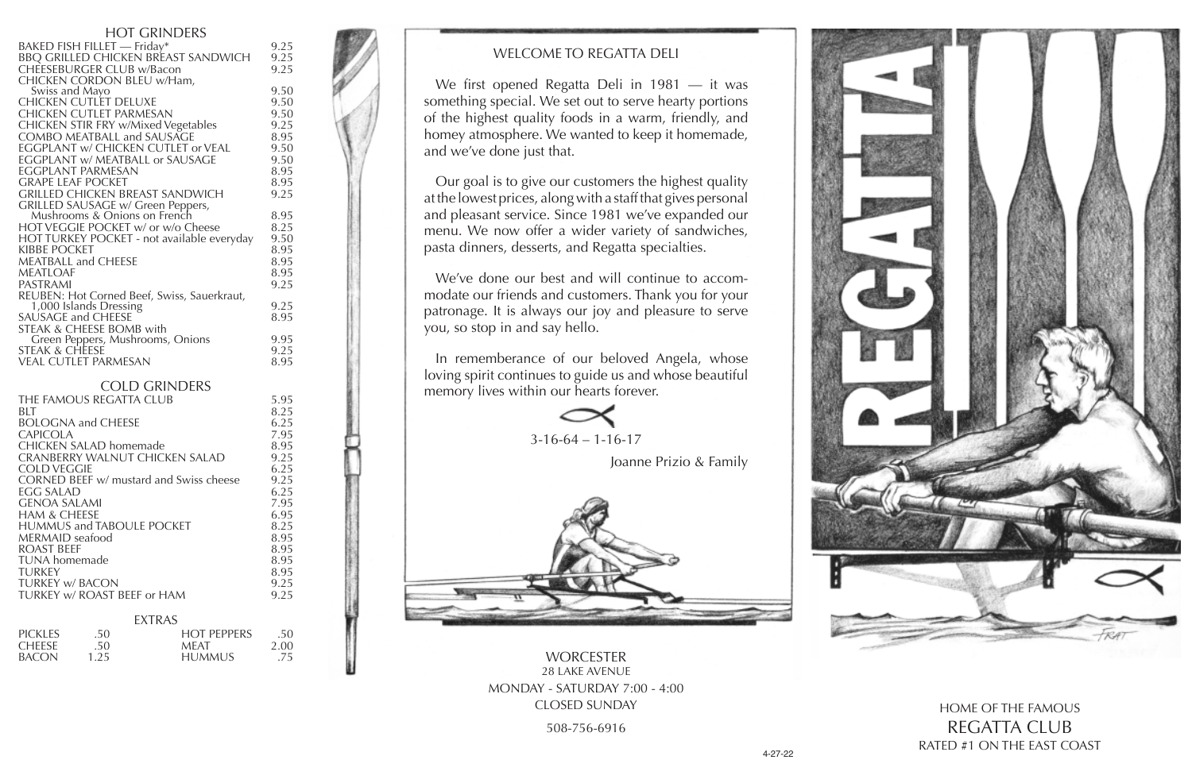## HOT GRINDERS

| | |
|---|---|
| BAKED FISH FILLET — Friday* | 9.25 |
| BBQ GRILLED CHICKEN BREAST SANDWICH | 9.25 |
| CHEESEBURGER CLUB w/Bacon | 9.25 |
| CHICKEN CORDON BLEU w/Ham, Swiss and Mayo | 9.50 |
| CHICKEN CUTLET DELUXE | 9.50 |
| CHICKEN CUTLET PARMESAN | 9.50 |
| CHICKEN STIR FRY w/Mixed Vegetables | 9.25 |
| COMBO MEATBALL and SAUSAGE | 8.95 |
| EGGPLANT w/ CHICKEN CUTLET or VEAL | 9.50 |
| EGGPLANT w/ MEATBALL or SAUSAGE | 9.50 |
| EGGPLANT PARMESAN | 8.95 |
| GRAPE LEAF POCKET | 8.95 |
| GRILLED CHICKEN BREAST SANDWICH | 9.25 |
| GRILLED SAUSAGE w/ Green Peppers, Mushrooms & Onions on French | 8.95 |
| HOT VEGGIE POCKET w/ or w/o Cheese | 8.25 |
| HOT TURKEY POCKET - not available everyday | 9.50 |
| KIBBE POCKET | 8.95 |
| MEATBALL and CHEESE | 8.95 |
| MEATLOAF | 8.95 |
| PASTRAMI | 9.25 |
| REUBEN: Hot Corned Beef, Swiss, Sauerkraut, 1,000 Islands Dressing | 9.25 |
| SAUSAGE and CHEESE | 8.95 |
| STEAK & CHEESE BOMB with Green Peppers, Mushrooms, Onions | 9.95 |
| STEAK & CHEESE | 9.25 |
| VEAL CUTLET PARMESAN | 8.95 |

## COLD GRINDERS

| | |
|---|---|
| THE FAMOUS REGATTA CLUB | 5.95 |
| BLT | 8.25 |
| BOLOGNA and CHEESE | 6.25 |
| CAPICOLA | 7.95 |
| CHICKEN SALAD homemade | 8.95 |
| CRANBERRY WALNUT CHICKEN SALAD | 9.25 |
| COLD VEGGIE | 6.25 |
| CORNED BEEF w/ mustard and Swiss cheese | 9.25 |
| EGG SALAD | 6.25 |
| GENOA SALAMI | 7.95 |
| HAM & CHEESE | 6.95 |
| HUMMUS and TABOULE POCKET | 8.25 |
| MERMAID seafood | 8.95 |
| ROAST BEEF | 8.95 |
| TUNA homemade | 8.95 |
| TURKEY | 8.95 |
| TURKEY w/ BACON | 9.25 |
| TURKEY w/ ROAST BEEF or HAM | 9.25 |

## EXTRAS

| | | | |
|---|---|---|---|
| PICKLES | .50 | HOT PEPPERS | .50 |
| CHEESE | .50 | MEAT | 2.00 |
| BACON | 1.25 | HUMMUS | .75 |

## WELCOME TO REGATTA DELI

We first opened Regatta Deli in 1981 — it was something special. We set out to serve hearty portions of the highest quality foods in a warm, friendly, and homey atmosphere. We wanted to keep it homemade, and we've done just that.

Our goal is to give our customers the highest quality at the lowest prices, along with a staff that gives personal and pleasant service. Since 1981 we've expanded our menu. We now offer a wider variety of sandwiches, pasta dinners, desserts, and Regatta specialties.

We've done our best and will continue to accommodate our friends and customers. Thank you for your patronage. It is always our joy and pleasure to serve you, so stop in and say hello.

In rememberance of our beloved Angela, whose loving spirit continues to guide us and whose beautiful memory lives within our hearts forever.

3-16-64 – 1-16-17

Joanne Prizio & Family

WORCESTER
28 LAKE AVENUE
MONDAY - SATURDAY 7:00 - 4:00
CLOSED SUNDAY
508-756-6916

4-27-22

REGATTA

FRAT

HOME OF THE FAMOUS
REGATTA CLUB
RATED #1 ON THE EAST COAST